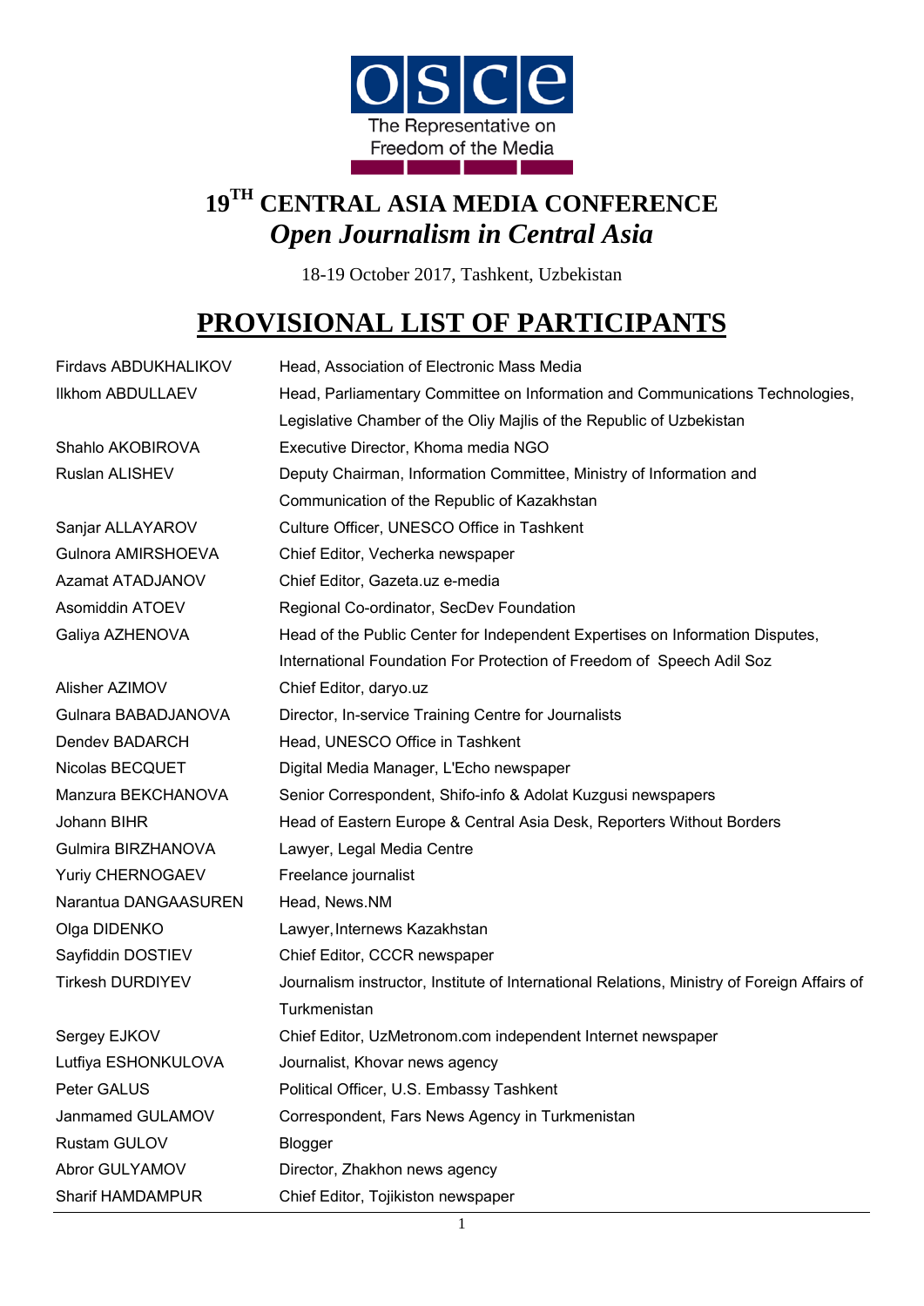OSCE The Representative on Freedom of the Media

# 19TH CENTRAL ASIA MEDIA CONFERENCE
## *Open Journalism in Central Asia*

18-19 October 2017, Tashkent, Uzbekistan

# PROVISIONAL LIST OF PARTICIPANTS

| | |
|---|---|
| Firdavs ABDUKHALIKOV | Head, Association of Electronic Mass Media |
| Ilkhom ABDULLAEV | Head, Parliamentary Committee on Information and Communications Technologies, Legislative Chamber of the Oliy Majlis of the Republic of Uzbekistan |
| Shahlo AKOBIROVA | Executive Director, Khoma media NGO |
| Ruslan ALISHEV | Deputy Chairman, Information Committee, Ministry of Information and Communication of the Republic of Kazakhstan |
| Sanjar ALLAYAROV | Culture Officer, UNESCO Office in Tashkent |
| Gulnora AMIRSHOEVA | Chief Editor, Vecherka newspaper |
| Azamat ATADJANOV | Chief Editor, Gazeta.uz e-media |
| Asomiddin ATOEV | Regional Co-ordinator, SecDev Foundation |
| Galiya AZHENOVA | Head of the Public Center for Independent Expertises on Information Disputes, International Foundation For Protection of Freedom of Speech Adil Soz |
| Alisher AZIMOV | Chief Editor, daryo.uz |
| Gulnara BABADJANOVA | Director, In-service Training Centre for Journalists |
| Dendev BADARCH | Head, UNESCO Office in Tashkent |
| Nicolas BECQUET | Digital Media Manager, L'Echo newspaper |
| Manzura BEKCHANOVA | Senior Correspondent, Shifo-info & Adolat Kuzgusi newspapers |
| Johann BIHR | Head of Eastern Europe & Central Asia Desk, Reporters Without Borders |
| Gulmira BIRZHANOVA | Lawyer, Legal Media Centre |
| Yuriy CHERNOGAEV | Freelance journalist |
| Narantua DANGAASUREN | Head, News.NM |
| Olga DIDENKO | Lawyer, Internews Kazakhstan |
| Sayfiddin DOSTIEV | Chief Editor, CCCR newspaper |
| Tirkesh DURDIYEV | Journalism instructor, Institute of International Relations, Ministry of Foreign Affairs of Turkmenistan |
| Sergey EJKOV | Chief Editor, UzMetronom.com independent Internet newspaper |
| Lutfiya ESHONKULOVA | Journalist, Khovar news agency |
| Peter GALUS | Political Officer, U.S. Embassy Tashkent |
| Janmamed GULAMOV | Correspondent, Fars News Agency in Turkmenistan |
| Rustam GULOV | Blogger |
| Abror GULYAMOV | Director, Zhakhon news agency |
| Sharif HAMDAMPUR | Chief Editor, Tojikiston newspaper |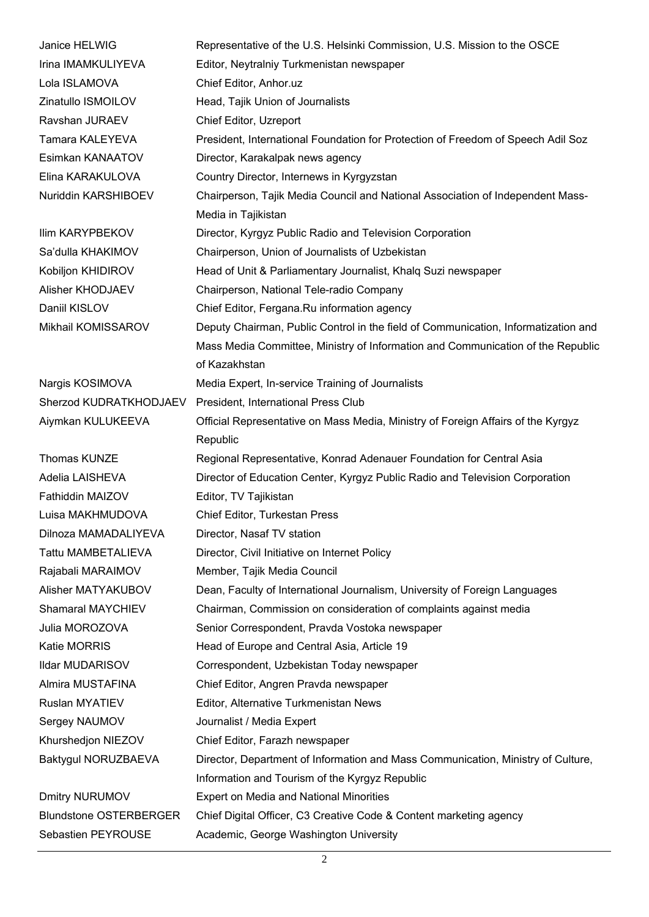| | |
|---|---|
| Janice HELWIG | Representative of the U.S. Helsinki Commission, U.S. Mission to the OSCE |
| Irina IMAMKULIYEVA | Editor, Neytralniy Turkmenistan newspaper |
| Lola ISLAMOVA | Chief Editor, Anhor.uz |
| Zinatullo ISMOILOV | Head, Tajik Union of Journalists |
| Ravshan JURAEV | Chief Editor, Uzreport |
| Tamara KALEYEVA | President, International Foundation for Protection of Freedom of Speech Adil Soz |
| Esimkan KANAATOV | Director, Karakalpak news agency |
| Elina KARAKULOVA | Country Director, Internews in Kyrgyzstan |
| Nuriddin KARSHIBOEV | Chairperson, Tajik Media Council and National Association of Independent Mass-Media in Tajikistan |
| Ilim KARYPBEKOV | Director, Kyrgyz Public Radio and Television Corporation |
| Sa'dulla KHAKIMOV | Chairperson, Union of Journalists of Uzbekistan |
| Kobiljon KHIDIROV | Head of Unit & Parliamentary Journalist, Khalq Suzi newspaper |
| Alisher KHODJAEV | Chairperson, National Tele-radio Company |
| Daniil KISLOV | Chief Editor, Fergana.Ru information agency |
| Mikhail KOMISSAROV | Deputy Chairman, Public Control in the field of Communication, Informatization and Mass Media Committee, Ministry of Information and Communication of the Republic of Kazakhstan |
| Nargis KOSIMOVA | Media Expert, In-service Training of Journalists |
| Sherzod KUDRATKHODJAEV | President, International Press Club |
| Aiymkan KULUKEEVA | Official Representative on Mass Media, Ministry of Foreign Affairs of the Kyrgyz Republic |
| Thomas KUNZE | Regional Representative, Konrad Adenauer Foundation for Central Asia |
| Adelia LAISHEVA | Director of Education Center, Kyrgyz Public Radio and Television Corporation |
| Fathiddin MAIZOV | Editor, TV Tajikistan |
| Luisa MAKHMUDOVA | Chief Editor, Turkestan Press |
| Dilnoza MAMADALIYEVA | Director, Nasaf TV station |
| Tattu MAMBETALIEVA | Director, Civil Initiative on Internet Policy |
| Rajabali MARAIMOV | Member, Tajik Media Council |
| Alisher MATYAKUBOV | Dean, Faculty of International Journalism, University of Foreign Languages |
| Shamaral MAYCHIEV | Chairman, Commission on consideration of complaints against media |
| Julia MOROZOVA | Senior Correspondent, Pravda Vostoka newspaper |
| Katie MORRIS | Head of Europe and Central Asia, Article 19 |
| Ildar MUDARISOV | Correspondent, Uzbekistan Today newspaper |
| Almira MUSTAFINA | Chief Editor, Angren Pravda newspaper |
| Ruslan MYATIEV | Editor, Alternative Turkmenistan News |
| Sergey NAUMOV | Journalist / Media Expert |
| Khurshedjon NIEZOV | Chief Editor, Farazh newspaper |
| Baktygul NORUZBAEVA | Director, Department of Information and Mass Communication, Ministry of Culture, Information and Tourism of the Kyrgyz Republic |
| Dmitry NURUMOV | Expert on Media and National Minorities |
| Blundstone OSTERBERGER | Chief Digital Officer, C3 Creative Code & Content marketing agency |
| Sebastien PEYROUSE | Academic, George Washington University |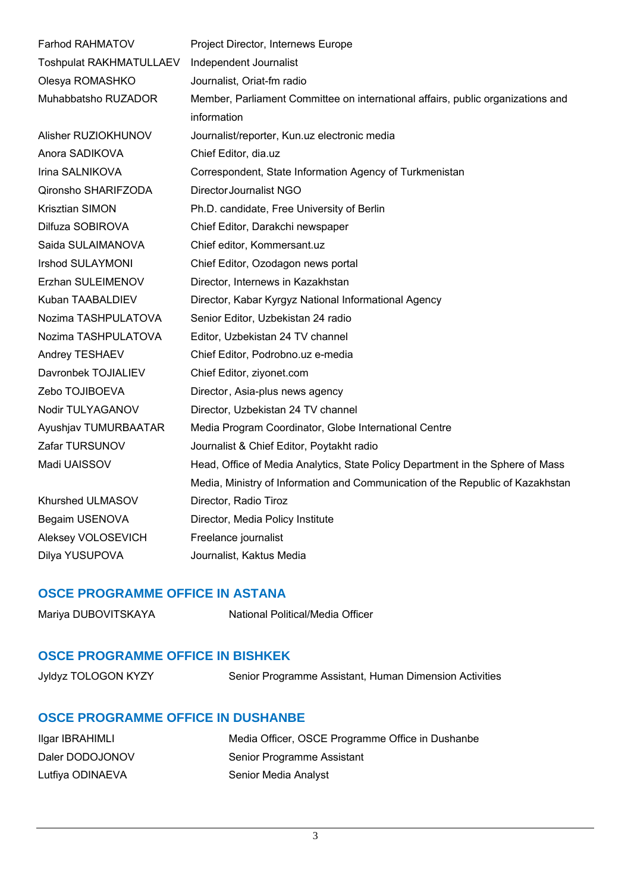| | |
|---|---|
| Farhod RAHMATOV | Project Director, Internews Europe |
| Toshpulat RAKHMATULLAEV | Independent Journalist |
| Olesya ROMASHKO | Journalist, Oriat-fm radio |
| Muhabbatsho RUZADOR | Member, Parliament Committee on international affairs, public organizations and information |
| Alisher RUZIOKHUNOV | Journalist/reporter, Kun.uz electronic media |
| Anora SADIKOVA | Chief Editor, dia.uz |
| Irina SALNIKOVA | Correspondent, State Information Agency of Turkmenistan |
| Qironsho SHARIFZODA | Director Journalist NGO |
| Krisztian SIMON | Ph.D. candidate, Free University of Berlin |
| Dilfuza SOBIROVA | Chief Editor, Darakchi newspaper |
| Saida SULAIMANOVA | Chief editor, Kommersant.uz |
| Irshod SULAYMONI | Chief Editor, Ozodagon news portal |
| Erzhan SULEIMENOV | Director, Internews in Kazakhstan |
| Kuban TAABALDIEV | Director, Kabar Kyrgyz National Informational Agency |
| Nozima TASHPULATOVA | Senior Editor, Uzbekistan 24 radio |
| Nozima TASHPULATOVA | Editor, Uzbekistan 24 TV channel |
| Andrey TESHAEV | Chief Editor, Podrobno.uz e-media |
| Davronbek TOJIALIEV | Chief Editor, ziyonet.com |
| Zebo TOJIBOEVA | Director, Asia-plus news agency |
| Nodir TULYAGANOV | Director, Uzbekistan 24 TV channel |
| Ayushjav TUMURBAATAR | Media Program Coordinator, Globe International Centre |
| Zafar TURSUNOV | Journalist & Chief Editor, Poytakht radio |
| Madi UAISSOV | Head, Office of Media Analytics, State Policy Department in the Sphere of Mass Media, Ministry of Information and Communication of the Republic of Kazakhstan |
| Khurshed ULMASOV | Director, Radio Tiroz |
| Begaim USENOVA | Director, Media Policy Institute |
| Aleksey VOLOSEVICH | Freelance journalist |
| Dilya YUSUPOVA | Journalist, Kaktus Media |

## OSCE PROGRAMME OFFICE IN ASTANA

| | |
|---|---|
| Mariya DUBOVITSKAYA | National Political/Media Officer |

## OSCE PROGRAMME OFFICE IN BISHKEK

| | |
|---|---|
| Jyldyz TOLOGON KYZY | Senior Programme Assistant, Human Dimension Activities |

## OSCE PROGRAMME OFFICE IN DUSHANBE

| | |
|---|---|
| Ilgar IBRAHIMLI | Media Officer, OSCE Programme Office in Dushanbe |
| Daler DODOJONOV | Senior Programme Assistant |
| Lutfiya ODINAEVA | Senior Media Analyst |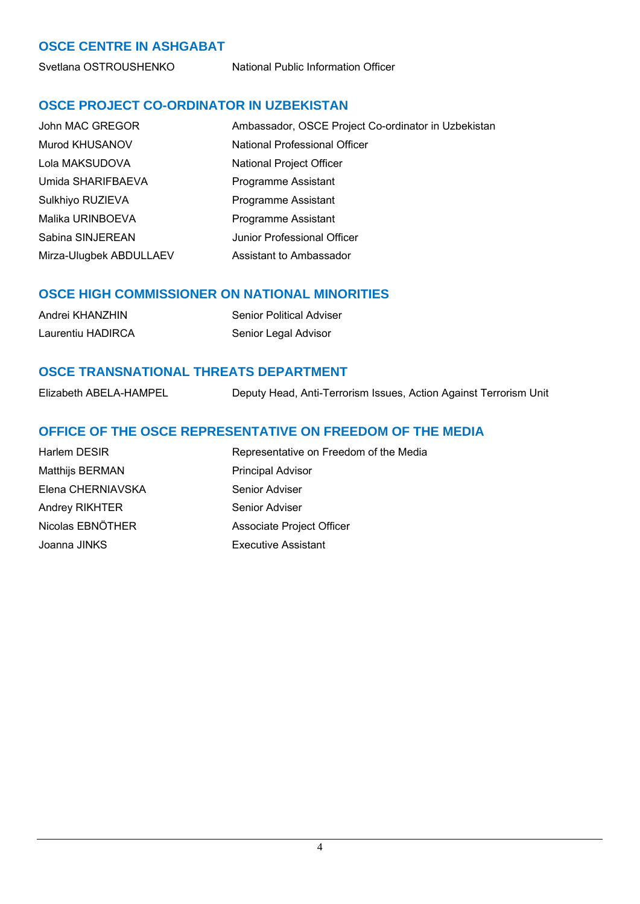## OSCE CENTRE IN ASHGABAT

| | |
|---|---|
| Svetlana OSTROUSHENKO | National Public Information Officer |

## OSCE PROJECT CO-ORDINATOR IN UZBEKISTAN

| | |
|---|---|
| John MAC GREGOR | Ambassador, OSCE Project Co-ordinator in Uzbekistan |
| Murod KHUSANOV | National Professional Officer |
| Lola MAKSUDOVA | National Project Officer |
| Umida SHARIFBAEVA | Programme Assistant |
| Sulkhiyo RUZIEVA | Programme Assistant |
| Malika URINBOEVA | Programme Assistant |
| Sabina SINJEREAN | Junior Professional Officer |
| Mirza-Ulugbek ABDULLAEV | Assistant to Ambassador |

## OSCE HIGH COMMISSIONER ON NATIONAL MINORITIES

| | |
|---|---|
| Andrei KHANZHIN | Senior Political Adviser |
| Laurentiu HADIRCA | Senior Legal Advisor |

## OSCE TRANSNATIONAL THREATS DEPARTMENT

| | |
|---|---|
| Elizabeth ABELA-HAMPEL | Deputy Head, Anti-Terrorism Issues, Action Against Terrorism Unit |

## OFFICE OF THE OSCE REPRESENTATIVE ON FREEDOM OF THE MEDIA

| | |
|---|---|
| Harlem DESIR | Representative on Freedom of the Media |
| Matthijs BERMAN | Principal Advisor |
| Elena CHERNIAVSKA | Senior Adviser |
| Andrey RIKHTER | Senior Adviser |
| Nicolas EBNÖTHER | Associate Project Officer |
| Joanna JINKS | Executive Assistant |